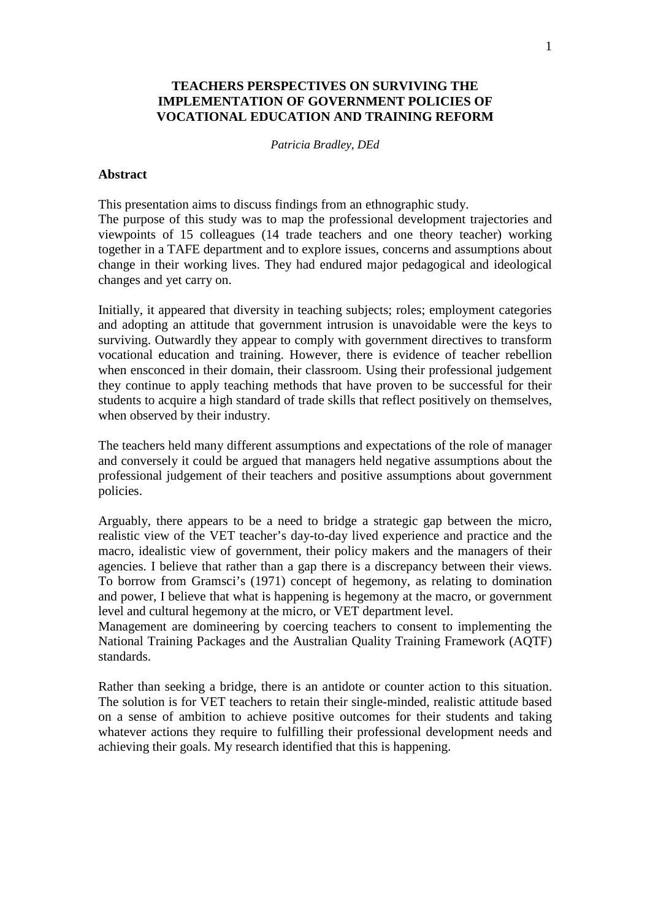# TEACHERS PERSPECTIVES ON SURVIVING THE IMPLEMENTATION OF GOVERNMENT POLICIES OF VOCATIONAL EDUCATION AND TRAINING REFORM

*Patricia Bradley, DEd*

## Abstract

This presentation aims to discuss findings from an ethnographic study.
The purpose of this study was to map the professional development trajectories and viewpoints of 15 colleagues (14 trade teachers and one theory teacher) working together in a TAFE department and to explore issues, concerns and assumptions about change in their working lives. They had endured major pedagogical and ideological changes and yet carry on.

Initially, it appeared that diversity in teaching subjects; roles; employment categories and adopting an attitude that government intrusion is unavoidable were the keys to surviving. Outwardly they appear to comply with government directives to transform vocational education and training. However, there is evidence of teacher rebellion when ensconced in their domain, their classroom. Using their professional judgement they continue to apply teaching methods that have proven to be successful for their students to acquire a high standard of trade skills that reflect positively on themselves, when observed by their industry.

The teachers held many different assumptions and expectations of the role of manager and conversely it could be argued that managers held negative assumptions about the professional judgement of their teachers and positive assumptions about government policies.

Arguably, there appears to be a need to bridge a strategic gap between the micro, realistic view of the VET teacher's day-to-day lived experience and practice and the macro, idealistic view of government, their policy makers and the managers of their agencies. I believe that rather than a gap there is a discrepancy between their views. To borrow from Gramsci's (1971) concept of hegemony, as relating to domination and power, I believe that what is happening is hegemony at the macro, or government level and cultural hegemony at the micro, or VET department level.
Management are domineering by coercing teachers to consent to implementing the National Training Packages and the Australian Quality Training Framework (AQTF) standards.

Rather than seeking a bridge, there is an antidote or counter action to this situation. The solution is for VET teachers to retain their single-minded, realistic attitude based on a sense of ambition to achieve positive outcomes for their students and taking whatever actions they require to fulfilling their professional development needs and achieving their goals. My research identified that this is happening.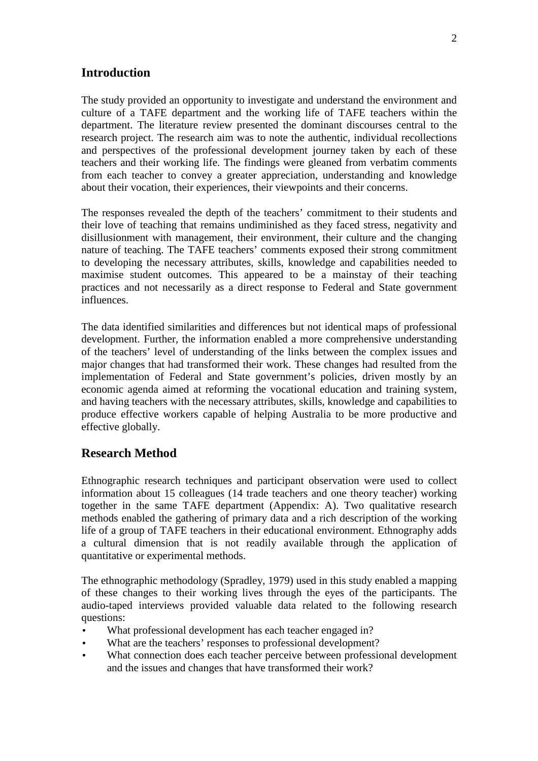## Introduction

The study provided an opportunity to investigate and understand the environment and culture of a TAFE department and the working life of TAFE teachers within the department. The literature review presented the dominant discourses central to the research project. The research aim was to note the authentic, individual recollections and perspectives of the professional development journey taken by each of these teachers and their working life. The findings were gleaned from verbatim comments from each teacher to convey a greater appreciation, understanding and knowledge about their vocation, their experiences, their viewpoints and their concerns.

The responses revealed the depth of the teachers' commitment to their students and their love of teaching that remains undiminished as they faced stress, negativity and disillusionment with management, their environment, their culture and the changing nature of teaching. The TAFE teachers' comments exposed their strong commitment to developing the necessary attributes, skills, knowledge and capabilities needed to maximise student outcomes. This appeared to be a mainstay of their teaching practices and not necessarily as a direct response to Federal and State government influences.

The data identified similarities and differences but not identical maps of professional development. Further, the information enabled a more comprehensive understanding of the teachers' level of understanding of the links between the complex issues and major changes that had transformed their work. These changes had resulted from the implementation of Federal and State government's policies, driven mostly by an economic agenda aimed at reforming the vocational education and training system, and having teachers with the necessary attributes, skills, knowledge and capabilities to produce effective workers capable of helping Australia to be more productive and effective globally.

## Research Method

Ethnographic research techniques and participant observation were used to collect information about 15 colleagues (14 trade teachers and one theory teacher) working together in the same TAFE department (Appendix: A). Two qualitative research methods enabled the gathering of primary data and a rich description of the working life of a group of TAFE teachers in their educational environment. Ethnography adds a cultural dimension that is not readily available through the application of quantitative or experimental methods.

The ethnographic methodology (Spradley, 1979) used in this study enabled a mapping of these changes to their working lives through the eyes of the participants. The audio-taped interviews provided valuable data related to the following research questions:

- What professional development has each teacher engaged in?
- What are the teachers' responses to professional development?
- What connection does each teacher perceive between professional development and the issues and changes that have transformed their work?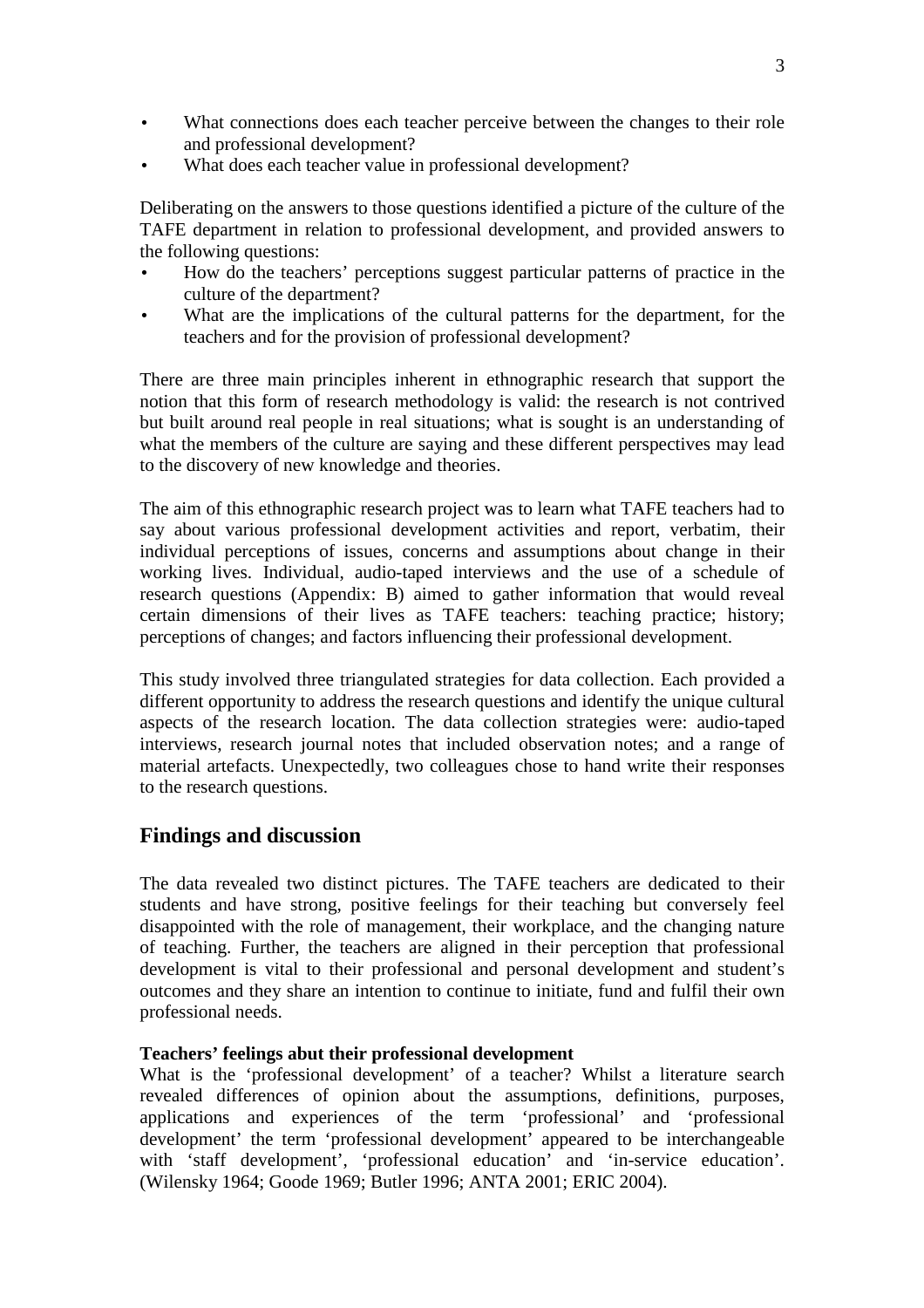- What connections does each teacher perceive between the changes to their role and professional development?
- What does each teacher value in professional development?

Deliberating on the answers to those questions identified a picture of the culture of the TAFE department in relation to professional development, and provided answers to the following questions:

- How do the teachers' perceptions suggest particular patterns of practice in the culture of the department?
- What are the implications of the cultural patterns for the department, for the teachers and for the provision of professional development?

There are three main principles inherent in ethnographic research that support the notion that this form of research methodology is valid: the research is not contrived but built around real people in real situations; what is sought is an understanding of what the members of the culture are saying and these different perspectives may lead to the discovery of new knowledge and theories.

The aim of this ethnographic research project was to learn what TAFE teachers had to say about various professional development activities and report, verbatim, their individual perceptions of issues, concerns and assumptions about change in their working lives. Individual, audio-taped interviews and the use of a schedule of research questions (Appendix: B) aimed to gather information that would reveal certain dimensions of their lives as TAFE teachers: teaching practice; history; perceptions of changes; and factors influencing their professional development.

This study involved three triangulated strategies for data collection. Each provided a different opportunity to address the research questions and identify the unique cultural aspects of the research location. The data collection strategies were: audio-taped interviews, research journal notes that included observation notes; and a range of material artefacts. Unexpectedly, two colleagues chose to hand write their responses to the research questions.

## Findings and discussion

The data revealed two distinct pictures. The TAFE teachers are dedicated to their students and have strong, positive feelings for their teaching but conversely feel disappointed with the role of management, their workplace, and the changing nature of teaching. Further, the teachers are aligned in their perception that professional development is vital to their professional and personal development and student's outcomes and they share an intention to continue to initiate, fund and fulfil their own professional needs.

**Teachers' feelings abut their professional development**

What is the 'professional development' of a teacher? Whilst a literature search revealed differences of opinion about the assumptions, definitions, purposes, applications and experiences of the term 'professional' and 'professional development' the term 'professional development' appeared to be interchangeable with 'staff development', 'professional education' and 'in-service education'. (Wilensky 1964; Goode 1969; Butler 1996; ANTA 2001; ERIC 2004).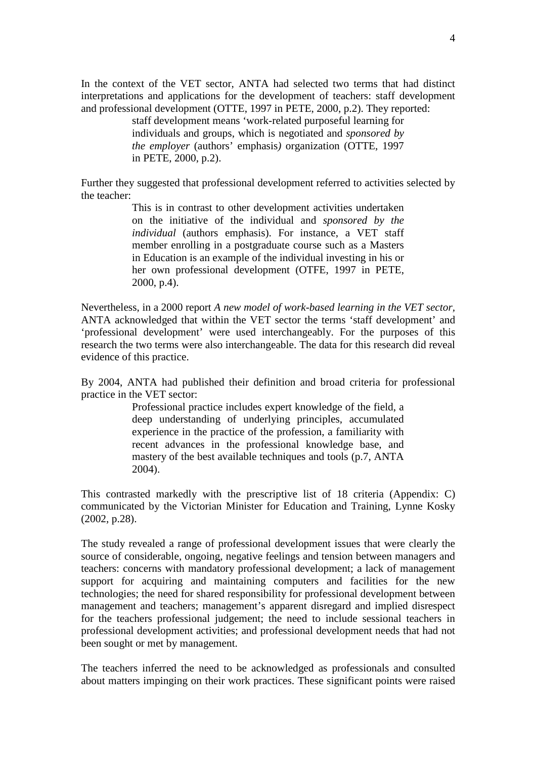In the context of the VET sector, ANTA had selected two terms that had distinct interpretations and applications for the development of teachers: staff development and professional development (OTTE, 1997 in PETE, 2000, p.2). They reported:

> staff development means 'work-related purposeful learning for individuals and groups, which is negotiated and *sponsored by the employer* (authors' emphasis) organization (OTTE, 1997 in PETE, 2000, p.2).

Further they suggested that professional development referred to activities selected by the teacher:

> This is in contrast to other development activities undertaken on the initiative of the individual and *sponsored by the individual* (authors emphasis). For instance, a VET staff member enrolling in a postgraduate course such as a Masters in Education is an example of the individual investing in his or her own professional development (OTFE, 1997 in PETE, 2000, p.4).

Nevertheless, in a 2000 report *A new model of work-based learning in the VET sector*, ANTA acknowledged that within the VET sector the terms 'staff development' and 'professional development' were used interchangeably. For the purposes of this research the two terms were also interchangeable. The data for this research did reveal evidence of this practice.

By 2004, ANTA had published their definition and broad criteria for professional practice in the VET sector:

> Professional practice includes expert knowledge of the field, a deep understanding of underlying principles, accumulated experience in the practice of the profession, a familiarity with recent advances in the professional knowledge base, and mastery of the best available techniques and tools (p.7, ANTA 2004).

This contrasted markedly with the prescriptive list of 18 criteria (Appendix: C) communicated by the Victorian Minister for Education and Training, Lynne Kosky (2002, p.28).

The study revealed a range of professional development issues that were clearly the source of considerable, ongoing, negative feelings and tension between managers and teachers: concerns with mandatory professional development; a lack of management support for acquiring and maintaining computers and facilities for the new technologies; the need for shared responsibility for professional development between management and teachers; management's apparent disregard and implied disrespect for the teachers professional judgement; the need to include sessional teachers in professional development activities; and professional development needs that had not been sought or met by management.

The teachers inferred the need to be acknowledged as professionals and consulted about matters impinging on their work practices. These significant points were raised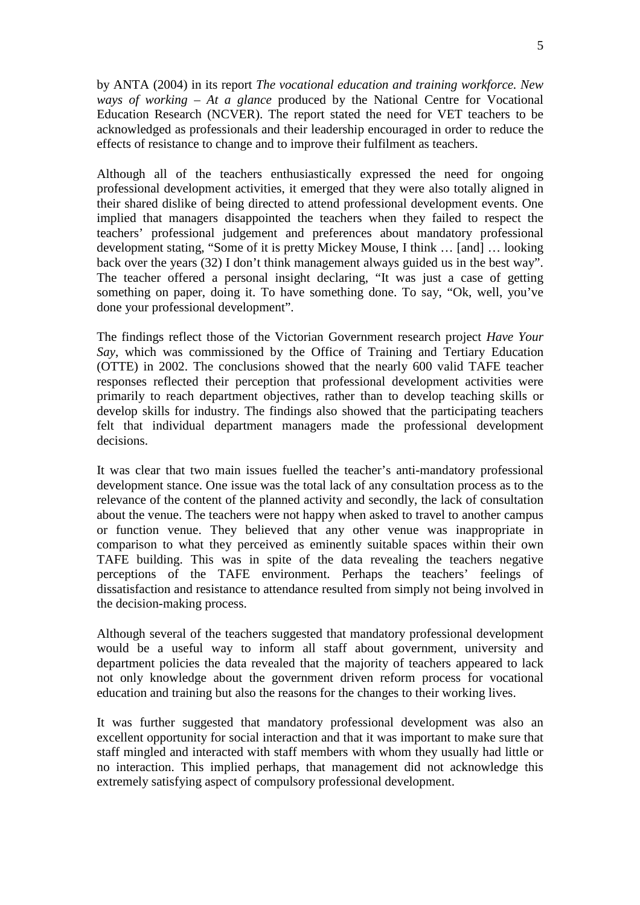by ANTA (2004) in its report *The vocational education and training workforce. New ways of working – At a glance* produced by the National Centre for Vocational Education Research (NCVER). The report stated the need for VET teachers to be acknowledged as professionals and their leadership encouraged in order to reduce the effects of resistance to change and to improve their fulfilment as teachers.

Although all of the teachers enthusiastically expressed the need for ongoing professional development activities, it emerged that they were also totally aligned in their shared dislike of being directed to attend professional development events. One implied that managers disappointed the teachers when they failed to respect the teachers' professional judgement and preferences about mandatory professional development stating, "Some of it is pretty Mickey Mouse, I think … [and] … looking back over the years (32) I don't think management always guided us in the best way". The teacher offered a personal insight declaring, "It was just a case of getting something on paper, doing it. To have something done. To say, "Ok, well, you've done your professional development".

The findings reflect those of the Victorian Government research project *Have Your Say*, which was commissioned by the Office of Training and Tertiary Education (OTTE) in 2002. The conclusions showed that the nearly 600 valid TAFE teacher responses reflected their perception that professional development activities were primarily to reach department objectives, rather than to develop teaching skills or develop skills for industry. The findings also showed that the participating teachers felt that individual department managers made the professional development decisions.

It was clear that two main issues fuelled the teacher's anti-mandatory professional development stance. One issue was the total lack of any consultation process as to the relevance of the content of the planned activity and secondly, the lack of consultation about the venue. The teachers were not happy when asked to travel to another campus or function venue. They believed that any other venue was inappropriate in comparison to what they perceived as eminently suitable spaces within their own TAFE building. This was in spite of the data revealing the teachers negative perceptions of the TAFE environment. Perhaps the teachers' feelings of dissatisfaction and resistance to attendance resulted from simply not being involved in the decision-making process.

Although several of the teachers suggested that mandatory professional development would be a useful way to inform all staff about government, university and department policies the data revealed that the majority of teachers appeared to lack not only knowledge about the government driven reform process for vocational education and training but also the reasons for the changes to their working lives.

It was further suggested that mandatory professional development was also an excellent opportunity for social interaction and that it was important to make sure that staff mingled and interacted with staff members with whom they usually had little or no interaction. This implied perhaps, that management did not acknowledge this extremely satisfying aspect of compulsory professional development.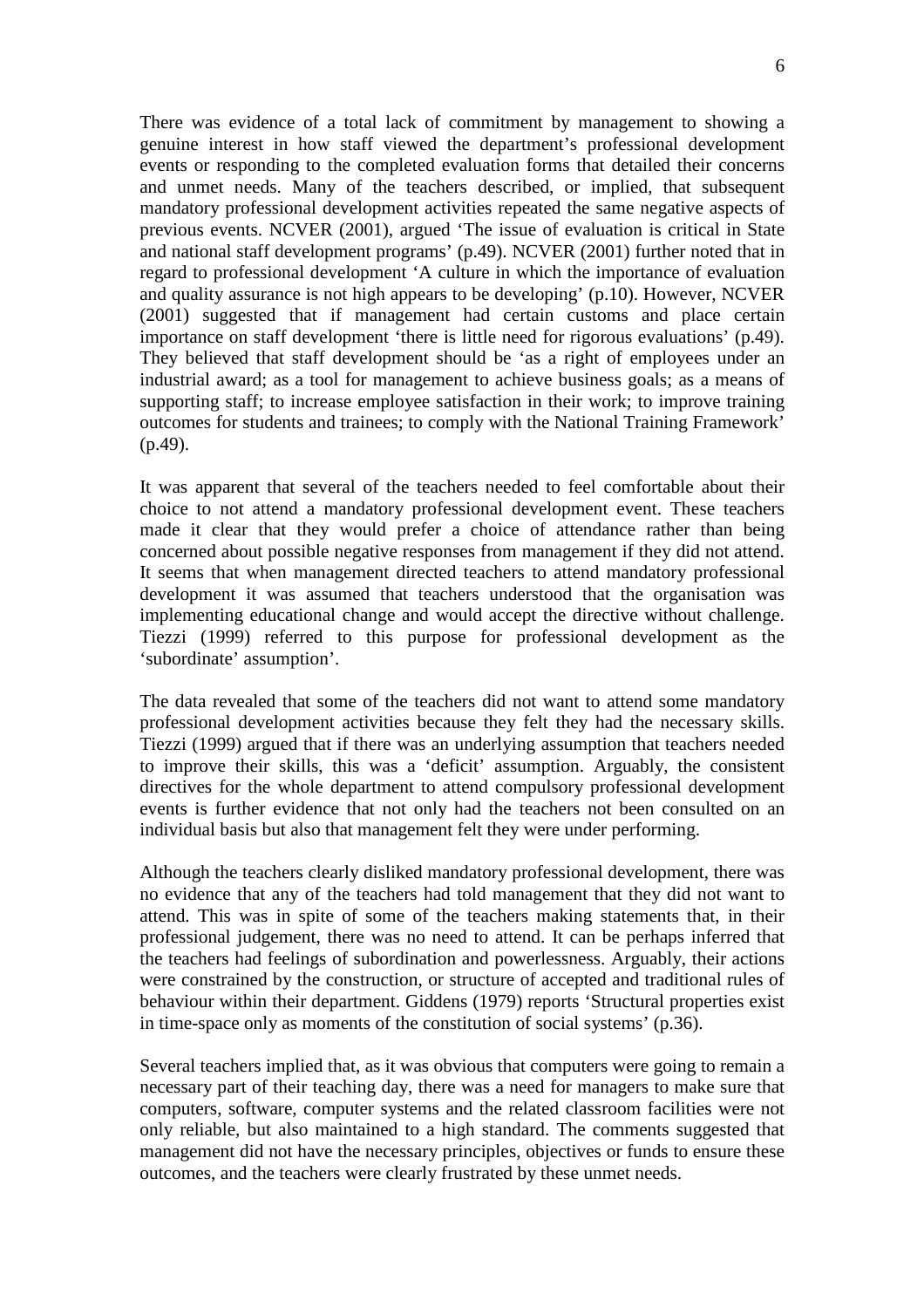There was evidence of a total lack of commitment by management to showing a genuine interest in how staff viewed the department's professional development events or responding to the completed evaluation forms that detailed their concerns and unmet needs. Many of the teachers described, or implied, that subsequent mandatory professional development activities repeated the same negative aspects of previous events. NCVER (2001), argued 'The issue of evaluation is critical in State and national staff development programs' (p.49). NCVER (2001) further noted that in regard to professional development 'A culture in which the importance of evaluation and quality assurance is not high appears to be developing' (p.10). However, NCVER (2001) suggested that if management had certain customs and place certain importance on staff development 'there is little need for rigorous evaluations' (p.49). They believed that staff development should be 'as a right of employees under an industrial award; as a tool for management to achieve business goals; as a means of supporting staff; to increase employee satisfaction in their work; to improve training outcomes for students and trainees; to comply with the National Training Framework' (p.49).

It was apparent that several of the teachers needed to feel comfortable about their choice to not attend a mandatory professional development event. These teachers made it clear that they would prefer a choice of attendance rather than being concerned about possible negative responses from management if they did not attend. It seems that when management directed teachers to attend mandatory professional development it was assumed that teachers understood that the organisation was implementing educational change and would accept the directive without challenge. Tiezzi (1999) referred to this purpose for professional development as the 'subordinate' assumption'.

The data revealed that some of the teachers did not want to attend some mandatory professional development activities because they felt they had the necessary skills. Tiezzi (1999) argued that if there was an underlying assumption that teachers needed to improve their skills, this was a 'deficit' assumption. Arguably, the consistent directives for the whole department to attend compulsory professional development events is further evidence that not only had the teachers not been consulted on an individual basis but also that management felt they were under performing.

Although the teachers clearly disliked mandatory professional development, there was no evidence that any of the teachers had told management that they did not want to attend. This was in spite of some of the teachers making statements that, in their professional judgement, there was no need to attend. It can be perhaps inferred that the teachers had feelings of subordination and powerlessness. Arguably, their actions were constrained by the construction, or structure of accepted and traditional rules of behaviour within their department. Giddens (1979) reports 'Structural properties exist in time-space only as moments of the constitution of social systems' (p.36).

Several teachers implied that, as it was obvious that computers were going to remain a necessary part of their teaching day, there was a need for managers to make sure that computers, software, computer systems and the related classroom facilities were not only reliable, but also maintained to a high standard. The comments suggested that management did not have the necessary principles, objectives or funds to ensure these outcomes, and the teachers were clearly frustrated by these unmet needs.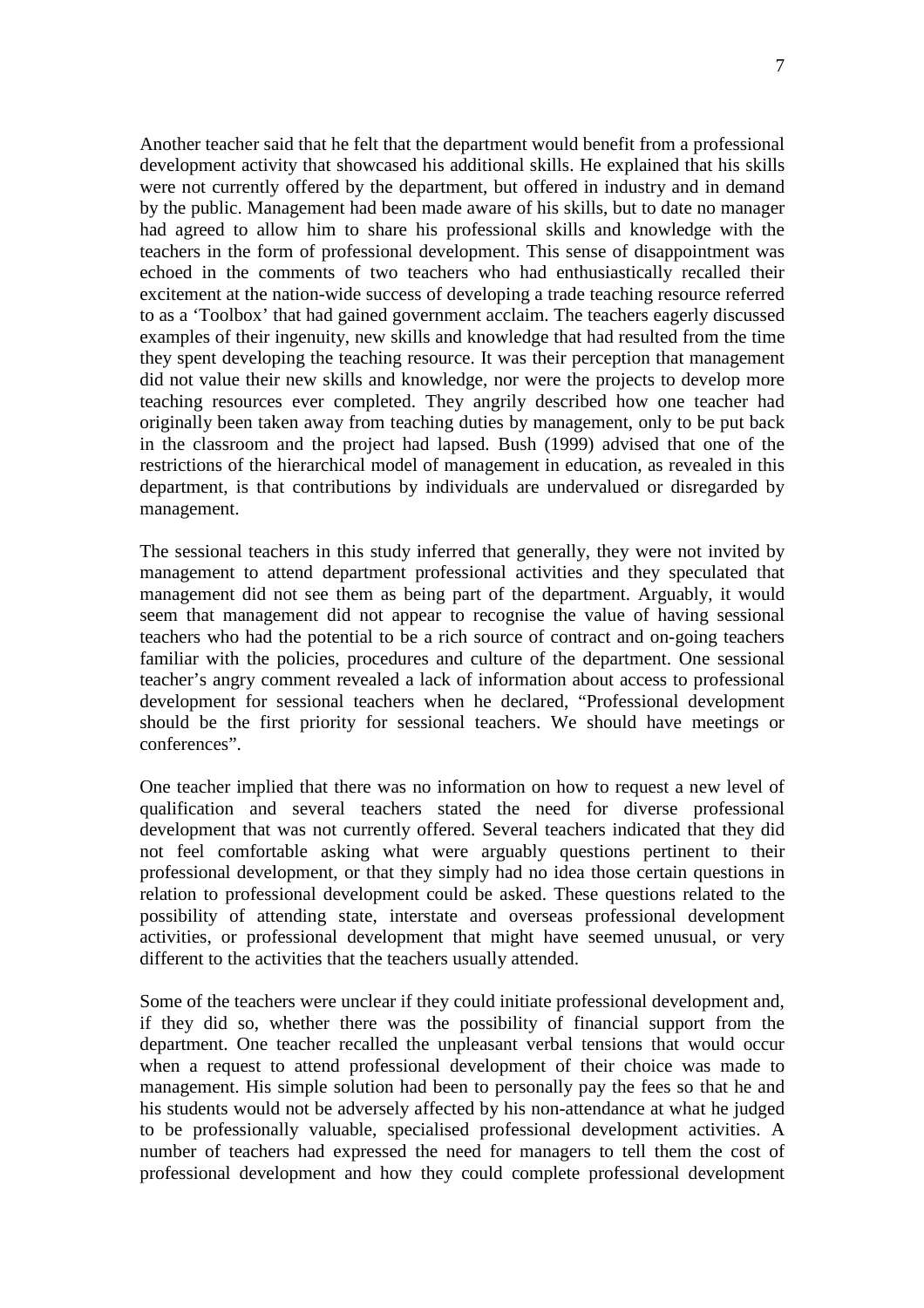Another teacher said that he felt that the department would benefit from a professional development activity that showcased his additional skills. He explained that his skills were not currently offered by the department, but offered in industry and in demand by the public. Management had been made aware of his skills, but to date no manager had agreed to allow him to share his professional skills and knowledge with the teachers in the form of professional development. This sense of disappointment was echoed in the comments of two teachers who had enthusiastically recalled their excitement at the nation-wide success of developing a trade teaching resource referred to as a 'Toolbox' that had gained government acclaim. The teachers eagerly discussed examples of their ingenuity, new skills and knowledge that had resulted from the time they spent developing the teaching resource. It was their perception that management did not value their new skills and knowledge, nor were the projects to develop more teaching resources ever completed. They angrily described how one teacher had originally been taken away from teaching duties by management, only to be put back in the classroom and the project had lapsed. Bush (1999) advised that one of the restrictions of the hierarchical model of management in education, as revealed in this department, is that contributions by individuals are undervalued or disregarded by management.

The sessional teachers in this study inferred that generally, they were not invited by management to attend department professional activities and they speculated that management did not see them as being part of the department. Arguably, it would seem that management did not appear to recognise the value of having sessional teachers who had the potential to be a rich source of contract and on-going teachers familiar with the policies, procedures and culture of the department. One sessional teacher's angry comment revealed a lack of information about access to professional development for sessional teachers when he declared, "Professional development should be the first priority for sessional teachers. We should have meetings or conferences".

One teacher implied that there was no information on how to request a new level of qualification and several teachers stated the need for diverse professional development that was not currently offered. Several teachers indicated that they did not feel comfortable asking what were arguably questions pertinent to their professional development, or that they simply had no idea those certain questions in relation to professional development could be asked. These questions related to the possibility of attending state, interstate and overseas professional development activities, or professional development that might have seemed unusual, or very different to the activities that the teachers usually attended.

Some of the teachers were unclear if they could initiate professional development and, if they did so, whether there was the possibility of financial support from the department. One teacher recalled the unpleasant verbal tensions that would occur when a request to attend professional development of their choice was made to management. His simple solution had been to personally pay the fees so that he and his students would not be adversely affected by his non-attendance at what he judged to be professionally valuable, specialised professional development activities. A number of teachers had expressed the need for managers to tell them the cost of professional development and how they could complete professional development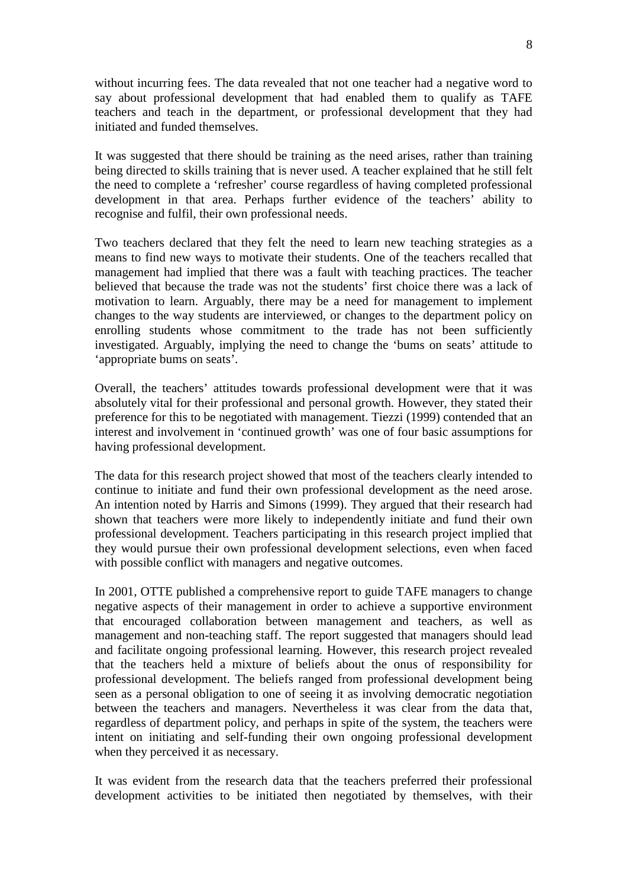without incurring fees. The data revealed that not one teacher had a negative word to say about professional development that had enabled them to qualify as TAFE teachers and teach in the department, or professional development that they had initiated and funded themselves.

It was suggested that there should be training as the need arises, rather than training being directed to skills training that is never used. A teacher explained that he still felt the need to complete a 'refresher' course regardless of having completed professional development in that area. Perhaps further evidence of the teachers' ability to recognise and fulfil, their own professional needs.

Two teachers declared that they felt the need to learn new teaching strategies as a means to find new ways to motivate their students. One of the teachers recalled that management had implied that there was a fault with teaching practices. The teacher believed that because the trade was not the students' first choice there was a lack of motivation to learn. Arguably, there may be a need for management to implement changes to the way students are interviewed, or changes to the department policy on enrolling students whose commitment to the trade has not been sufficiently investigated. Arguably, implying the need to change the 'bums on seats' attitude to 'appropriate bums on seats'.

Overall, the teachers' attitudes towards professional development were that it was absolutely vital for their professional and personal growth. However, they stated their preference for this to be negotiated with management. Tiezzi (1999) contended that an interest and involvement in 'continued growth' was one of four basic assumptions for having professional development.

The data for this research project showed that most of the teachers clearly intended to continue to initiate and fund their own professional development as the need arose. An intention noted by Harris and Simons (1999). They argued that their research had shown that teachers were more likely to independently initiate and fund their own professional development. Teachers participating in this research project implied that they would pursue their own professional development selections, even when faced with possible conflict with managers and negative outcomes.

In 2001, OTTE published a comprehensive report to guide TAFE managers to change negative aspects of their management in order to achieve a supportive environment that encouraged collaboration between management and teachers, as well as management and non-teaching staff. The report suggested that managers should lead and facilitate ongoing professional learning. However, this research project revealed that the teachers held a mixture of beliefs about the onus of responsibility for professional development. The beliefs ranged from professional development being seen as a personal obligation to one of seeing it as involving democratic negotiation between the teachers and managers. Nevertheless it was clear from the data that, regardless of department policy, and perhaps in spite of the system, the teachers were intent on initiating and self-funding their own ongoing professional development when they perceived it as necessary.

It was evident from the research data that the teachers preferred their professional development activities to be initiated then negotiated by themselves, with their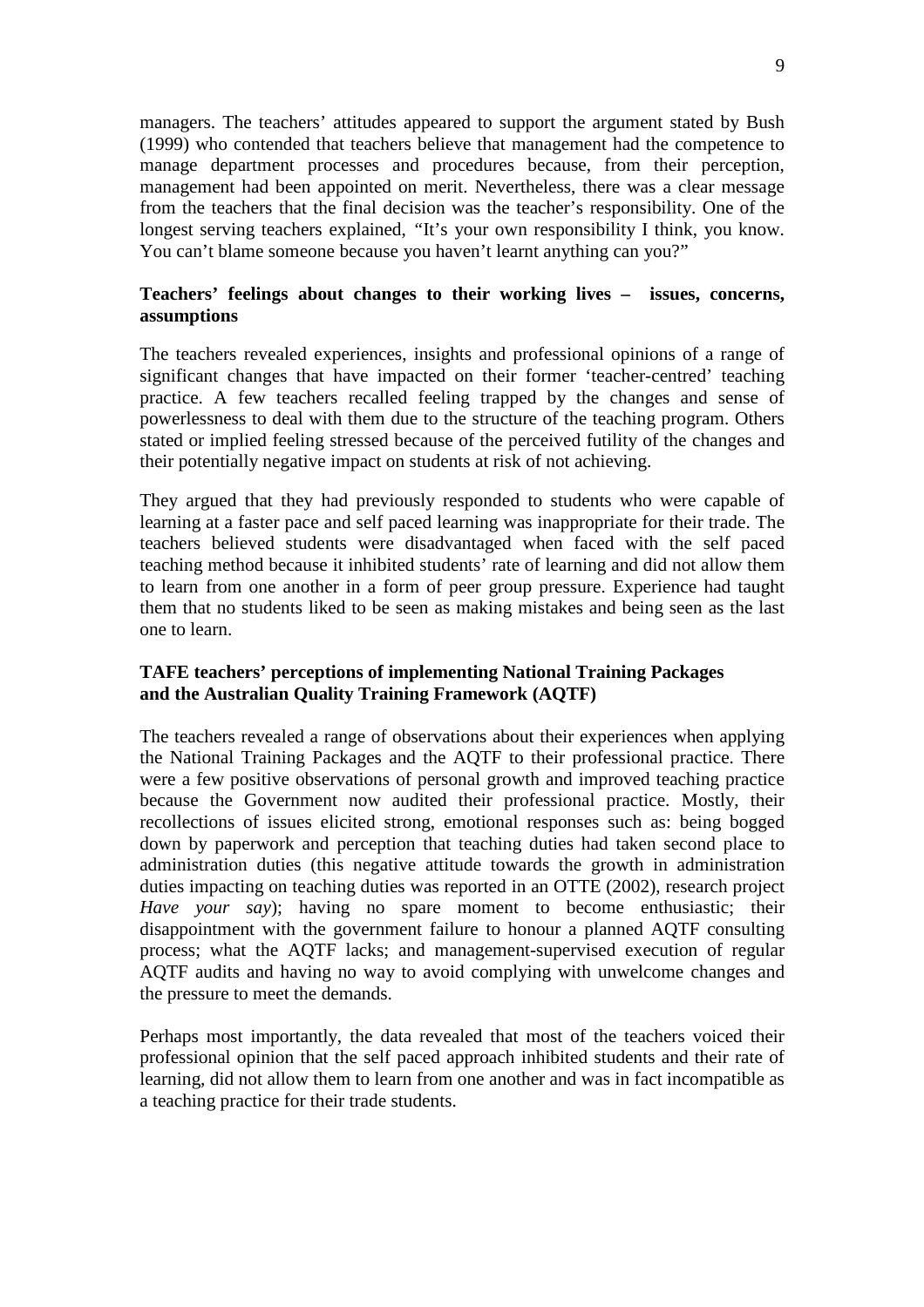managers. The teachers' attitudes appeared to support the argument stated by Bush (1999) who contended that teachers believe that management had the competence to manage department processes and procedures because, from their perception, management had been appointed on merit. Nevertheless, there was a clear message from the teachers that the final decision was the teacher's responsibility. One of the longest serving teachers explained, "It's your own responsibility I think, you know. You can't blame someone because you haven't learnt anything can you?"

**Teachers' feelings about changes to their working lives – issues, concerns, assumptions**

The teachers revealed experiences, insights and professional opinions of a range of significant changes that have impacted on their former 'teacher-centred' teaching practice. A few teachers recalled feeling trapped by the changes and sense of powerlessness to deal with them due to the structure of the teaching program. Others stated or implied feeling stressed because of the perceived futility of the changes and their potentially negative impact on students at risk of not achieving.

They argued that they had previously responded to students who were capable of learning at a faster pace and self paced learning was inappropriate for their trade. The teachers believed students were disadvantaged when faced with the self paced teaching method because it inhibited students' rate of learning and did not allow them to learn from one another in a form of peer group pressure. Experience had taught them that no students liked to be seen as making mistakes and being seen as the last one to learn.

**TAFE teachers' perceptions of implementing National Training Packages and the Australian Quality Training Framework (AQTF)**

The teachers revealed a range of observations about their experiences when applying the National Training Packages and the AQTF to their professional practice. There were a few positive observations of personal growth and improved teaching practice because the Government now audited their professional practice. Mostly, their recollections of issues elicited strong, emotional responses such as: being bogged down by paperwork and perception that teaching duties had taken second place to administration duties (this negative attitude towards the growth in administration duties impacting on teaching duties was reported in an OTTE (2002), research project *Have your say*); having no spare moment to become enthusiastic; their disappointment with the government failure to honour a planned AQTF consulting process; what the AQTF lacks; and management-supervised execution of regular AQTF audits and having no way to avoid complying with unwelcome changes and the pressure to meet the demands.

Perhaps most importantly, the data revealed that most of the teachers voiced their professional opinion that the self paced approach inhibited students and their rate of learning, did not allow them to learn from one another and was in fact incompatible as a teaching practice for their trade students.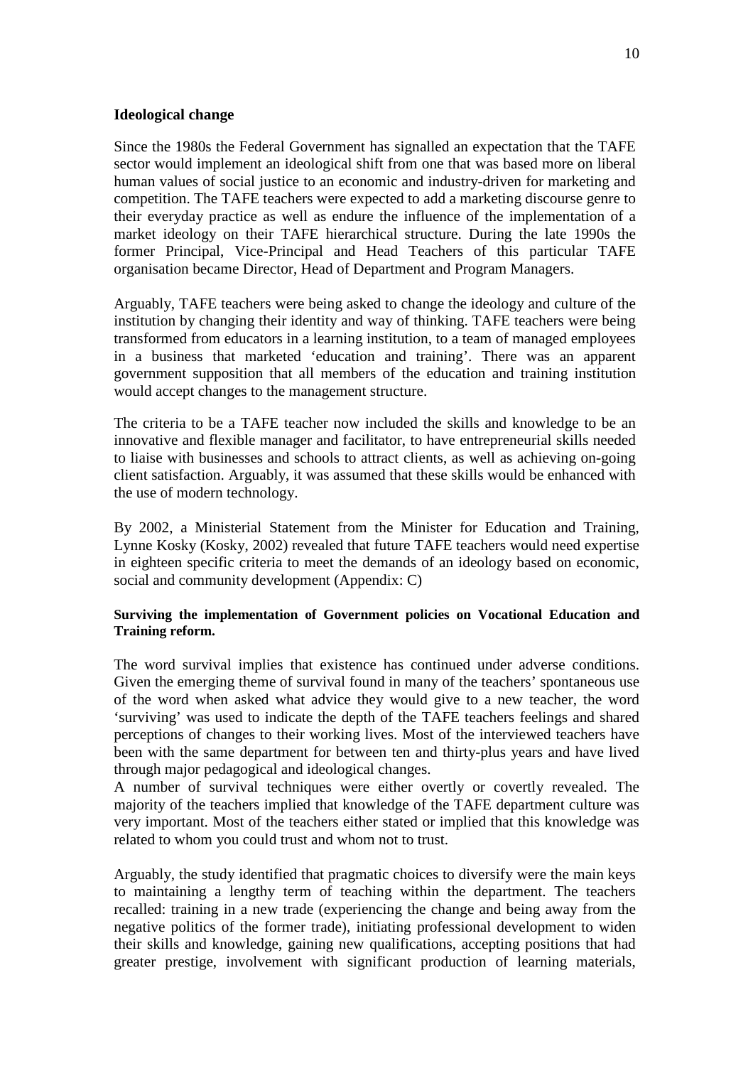**Ideological change**

Since the 1980s the Federal Government has signalled an expectation that the TAFE sector would implement an ideological shift from one that was based more on liberal human values of social justice to an economic and industry-driven for marketing and competition. The TAFE teachers were expected to add a marketing discourse genre to their everyday practice as well as endure the influence of the implementation of a market ideology on their TAFE hierarchical structure. During the late 1990s the former Principal, Vice-Principal and Head Teachers of this particular TAFE organisation became Director, Head of Department and Program Managers.

Arguably, TAFE teachers were being asked to change the ideology and culture of the institution by changing their identity and way of thinking. TAFE teachers were being transformed from educators in a learning institution, to a team of managed employees in a business that marketed 'education and training'. There was an apparent government supposition that all members of the education and training institution would accept changes to the management structure.

The criteria to be a TAFE teacher now included the skills and knowledge to be an innovative and flexible manager and facilitator, to have entrepreneurial skills needed to liaise with businesses and schools to attract clients, as well as achieving on-going client satisfaction. Arguably, it was assumed that these skills would be enhanced with the use of modern technology.

By 2002, a Ministerial Statement from the Minister for Education and Training, Lynne Kosky (Kosky, 2002) revealed that future TAFE teachers would need expertise in eighteen specific criteria to meet the demands of an ideology based on economic, social and community development (Appendix: C)

**Surviving the implementation of Government policies on Vocational Education and Training reform.**

The word survival implies that existence has continued under adverse conditions. Given the emerging theme of survival found in many of the teachers' spontaneous use of the word when asked what advice they would give to a new teacher, the word 'surviving' was used to indicate the depth of the TAFE teachers feelings and shared perceptions of changes to their working lives. Most of the interviewed teachers have been with the same department for between ten and thirty-plus years and have lived through major pedagogical and ideological changes.

A number of survival techniques were either overtly or covertly revealed. The majority of the teachers implied that knowledge of the TAFE department culture was very important. Most of the teachers either stated or implied that this knowledge was related to whom you could trust and whom not to trust.

Arguably, the study identified that pragmatic choices to diversify were the main keys to maintaining a lengthy term of teaching within the department. The teachers recalled: training in a new trade (experiencing the change and being away from the negative politics of the former trade), initiating professional development to widen their skills and knowledge, gaining new qualifications, accepting positions that had greater prestige, involvement with significant production of learning materials,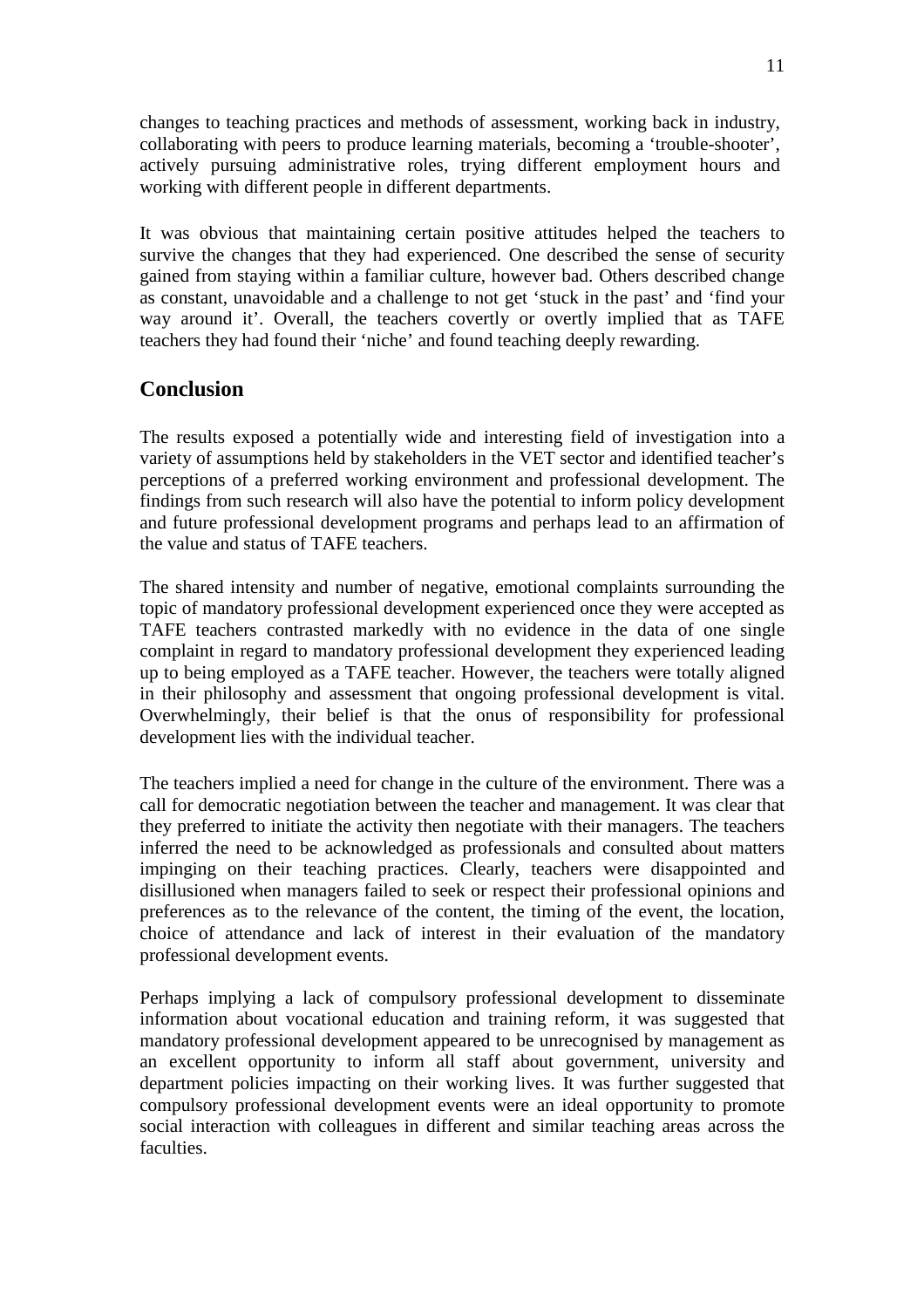changes to teaching practices and methods of assessment, working back in industry, collaborating with peers to produce learning materials, becoming a 'trouble-shooter', actively pursuing administrative roles, trying different employment hours and working with different people in different departments.

It was obvious that maintaining certain positive attitudes helped the teachers to survive the changes that they had experienced. One described the sense of security gained from staying within a familiar culture, however bad. Others described change as constant, unavoidable and a challenge to not get 'stuck in the past' and 'find your way around it'. Overall, the teachers covertly or overtly implied that as TAFE teachers they had found their 'niche' and found teaching deeply rewarding.

## Conclusion

The results exposed a potentially wide and interesting field of investigation into a variety of assumptions held by stakeholders in the VET sector and identified teacher's perceptions of a preferred working environment and professional development. The findings from such research will also have the potential to inform policy development and future professional development programs and perhaps lead to an affirmation of the value and status of TAFE teachers.

The shared intensity and number of negative, emotional complaints surrounding the topic of mandatory professional development experienced once they were accepted as TAFE teachers contrasted markedly with no evidence in the data of one single complaint in regard to mandatory professional development they experienced leading up to being employed as a TAFE teacher. However, the teachers were totally aligned in their philosophy and assessment that ongoing professional development is vital. Overwhelmingly, their belief is that the onus of responsibility for professional development lies with the individual teacher.

The teachers implied a need for change in the culture of the environment. There was a call for democratic negotiation between the teacher and management. It was clear that they preferred to initiate the activity then negotiate with their managers. The teachers inferred the need to be acknowledged as professionals and consulted about matters impinging on their teaching practices. Clearly, teachers were disappointed and disillusioned when managers failed to seek or respect their professional opinions and preferences as to the relevance of the content, the timing of the event, the location, choice of attendance and lack of interest in their evaluation of the mandatory professional development events.

Perhaps implying a lack of compulsory professional development to disseminate information about vocational education and training reform, it was suggested that mandatory professional development appeared to be unrecognised by management as an excellent opportunity to inform all staff about government, university and department policies impacting on their working lives. It was further suggested that compulsory professional development events were an ideal opportunity to promote social interaction with colleagues in different and similar teaching areas across the faculties.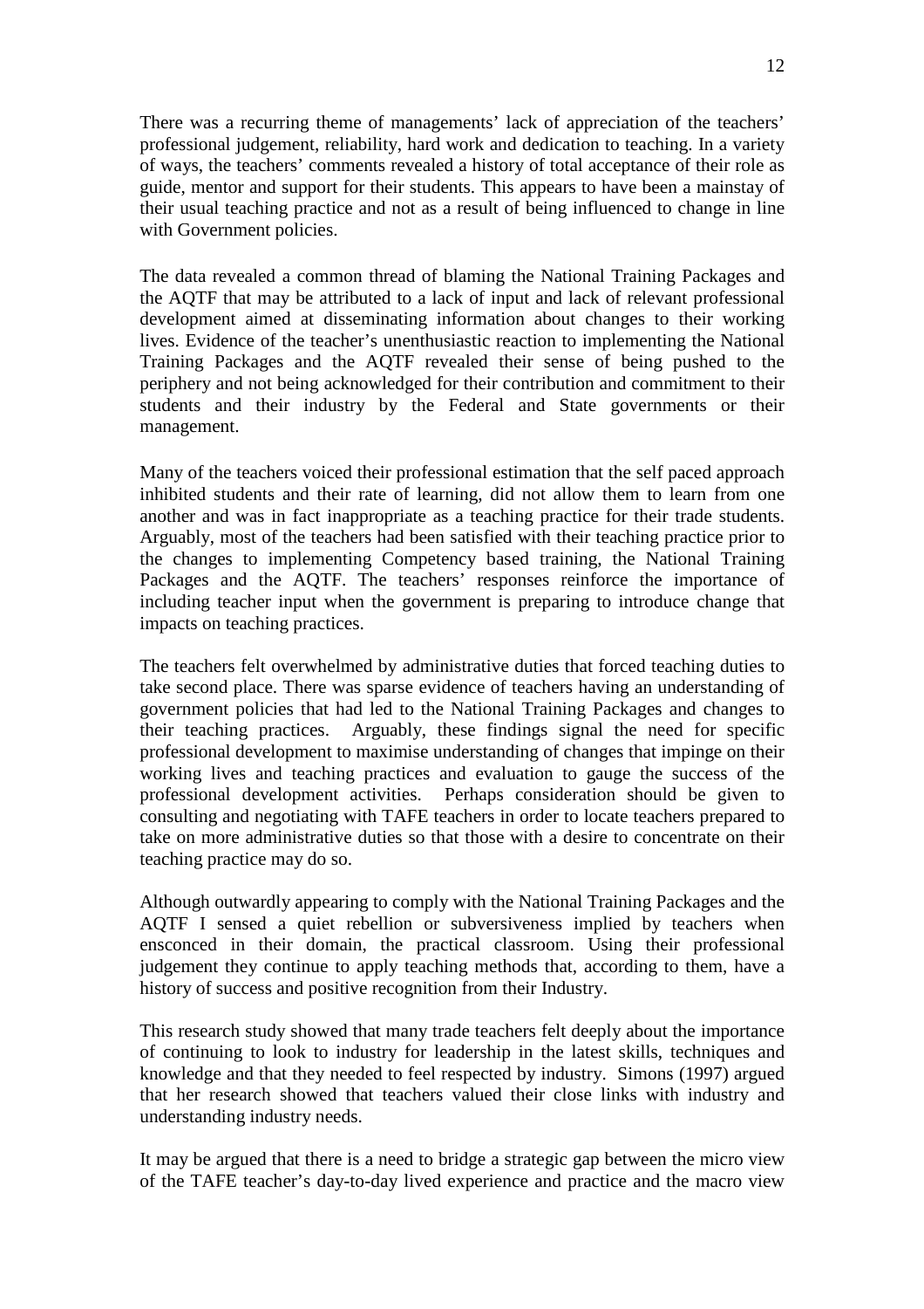There was a recurring theme of managements' lack of appreciation of the teachers' professional judgement, reliability, hard work and dedication to teaching. In a variety of ways, the teachers' comments revealed a history of total acceptance of their role as guide, mentor and support for their students. This appears to have been a mainstay of their usual teaching practice and not as a result of being influenced to change in line with Government policies.

The data revealed a common thread of blaming the National Training Packages and the AQTF that may be attributed to a lack of input and lack of relevant professional development aimed at disseminating information about changes to their working lives. Evidence of the teacher's unenthusiastic reaction to implementing the National Training Packages and the AQTF revealed their sense of being pushed to the periphery and not being acknowledged for their contribution and commitment to their students and their industry by the Federal and State governments or their management.

Many of the teachers voiced their professional estimation that the self paced approach inhibited students and their rate of learning, did not allow them to learn from one another and was in fact inappropriate as a teaching practice for their trade students. Arguably, most of the teachers had been satisfied with their teaching practice prior to the changes to implementing Competency based training, the National Training Packages and the AQTF. The teachers' responses reinforce the importance of including teacher input when the government is preparing to introduce change that impacts on teaching practices.

The teachers felt overwhelmed by administrative duties that forced teaching duties to take second place. There was sparse evidence of teachers having an understanding of government policies that had led to the National Training Packages and changes to their teaching practices. Arguably, these findings signal the need for specific professional development to maximise understanding of changes that impinge on their working lives and teaching practices and evaluation to gauge the success of the professional development activities. Perhaps consideration should be given to consulting and negotiating with TAFE teachers in order to locate teachers prepared to take on more administrative duties so that those with a desire to concentrate on their teaching practice may do so.

Although outwardly appearing to comply with the National Training Packages and the AQTF I sensed a quiet rebellion or subversiveness implied by teachers when ensconced in their domain, the practical classroom. Using their professional judgement they continue to apply teaching methods that, according to them, have a history of success and positive recognition from their Industry.

This research study showed that many trade teachers felt deeply about the importance of continuing to look to industry for leadership in the latest skills, techniques and knowledge and that they needed to feel respected by industry. Simons (1997) argued that her research showed that teachers valued their close links with industry and understanding industry needs.

It may be argued that there is a need to bridge a strategic gap between the micro view of the TAFE teacher's day-to-day lived experience and practice and the macro view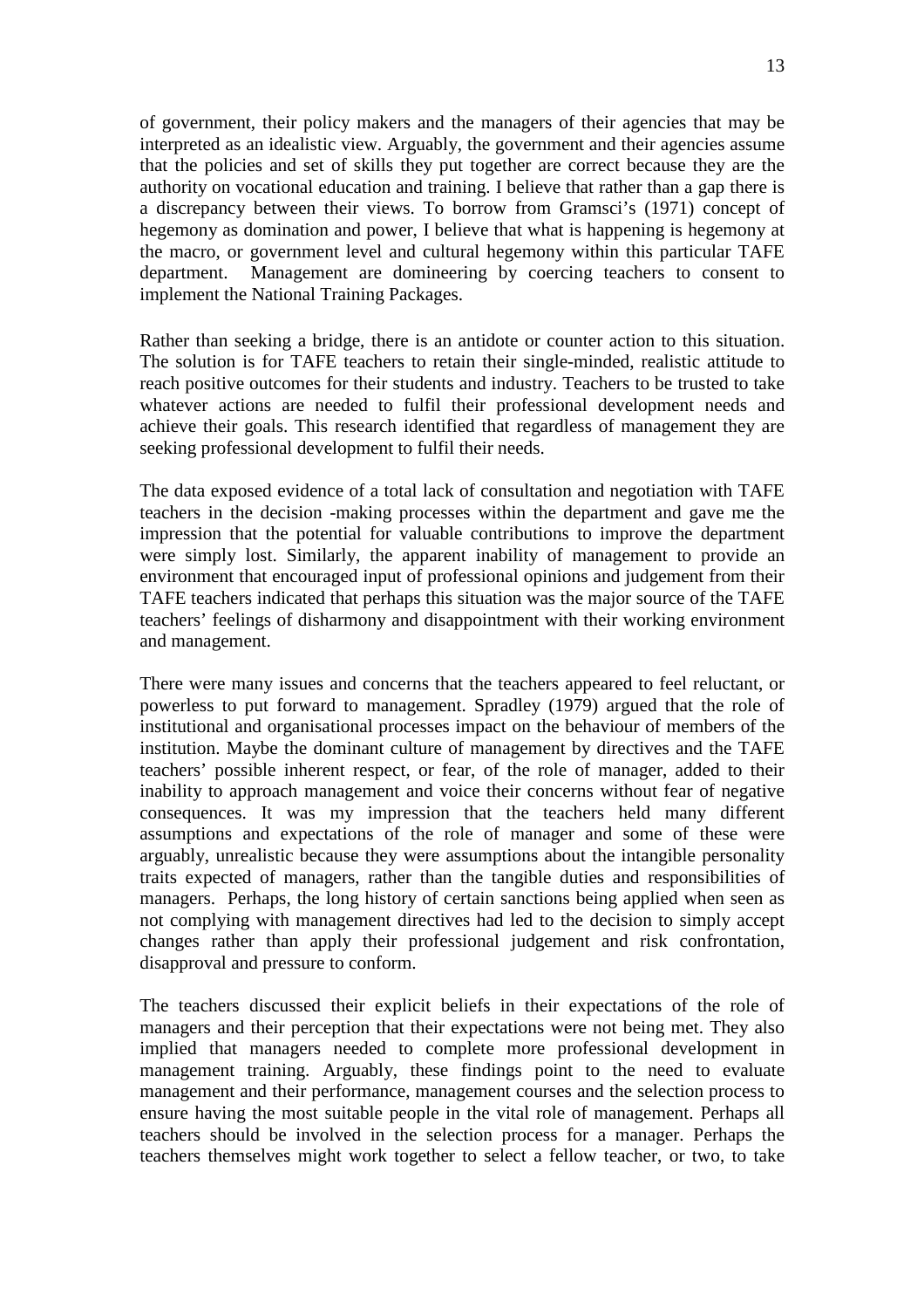of government, their policy makers and the managers of their agencies that may be interpreted as an idealistic view. Arguably, the government and their agencies assume that the policies and set of skills they put together are correct because they are the authority on vocational education and training. I believe that rather than a gap there is a discrepancy between their views. To borrow from Gramsci's (1971) concept of hegemony as domination and power, I believe that what is happening is hegemony at the macro, or government level and cultural hegemony within this particular TAFE department. Management are domineering by coercing teachers to consent to implement the National Training Packages.

Rather than seeking a bridge, there is an antidote or counter action to this situation. The solution is for TAFE teachers to retain their single-minded, realistic attitude to reach positive outcomes for their students and industry. Teachers to be trusted to take whatever actions are needed to fulfil their professional development needs and achieve their goals. This research identified that regardless of management they are seeking professional development to fulfil their needs.

The data exposed evidence of a total lack of consultation and negotiation with TAFE teachers in the decision -making processes within the department and gave me the impression that the potential for valuable contributions to improve the department were simply lost. Similarly, the apparent inability of management to provide an environment that encouraged input of professional opinions and judgement from their TAFE teachers indicated that perhaps this situation was the major source of the TAFE teachers' feelings of disharmony and disappointment with their working environment and management.

There were many issues and concerns that the teachers appeared to feel reluctant, or powerless to put forward to management. Spradley (1979) argued that the role of institutional and organisational processes impact on the behaviour of members of the institution. Maybe the dominant culture of management by directives and the TAFE teachers' possible inherent respect, or fear, of the role of manager, added to their inability to approach management and voice their concerns without fear of negative consequences. It was my impression that the teachers held many different assumptions and expectations of the role of manager and some of these were arguably, unrealistic because they were assumptions about the intangible personality traits expected of managers, rather than the tangible duties and responsibilities of managers. Perhaps, the long history of certain sanctions being applied when seen as not complying with management directives had led to the decision to simply accept changes rather than apply their professional judgement and risk confrontation, disapproval and pressure to conform.

The teachers discussed their explicit beliefs in their expectations of the role of managers and their perception that their expectations were not being met. They also implied that managers needed to complete more professional development in management training. Arguably, these findings point to the need to evaluate management and their performance, management courses and the selection process to ensure having the most suitable people in the vital role of management. Perhaps all teachers should be involved in the selection process for a manager. Perhaps the teachers themselves might work together to select a fellow teacher, or two, to take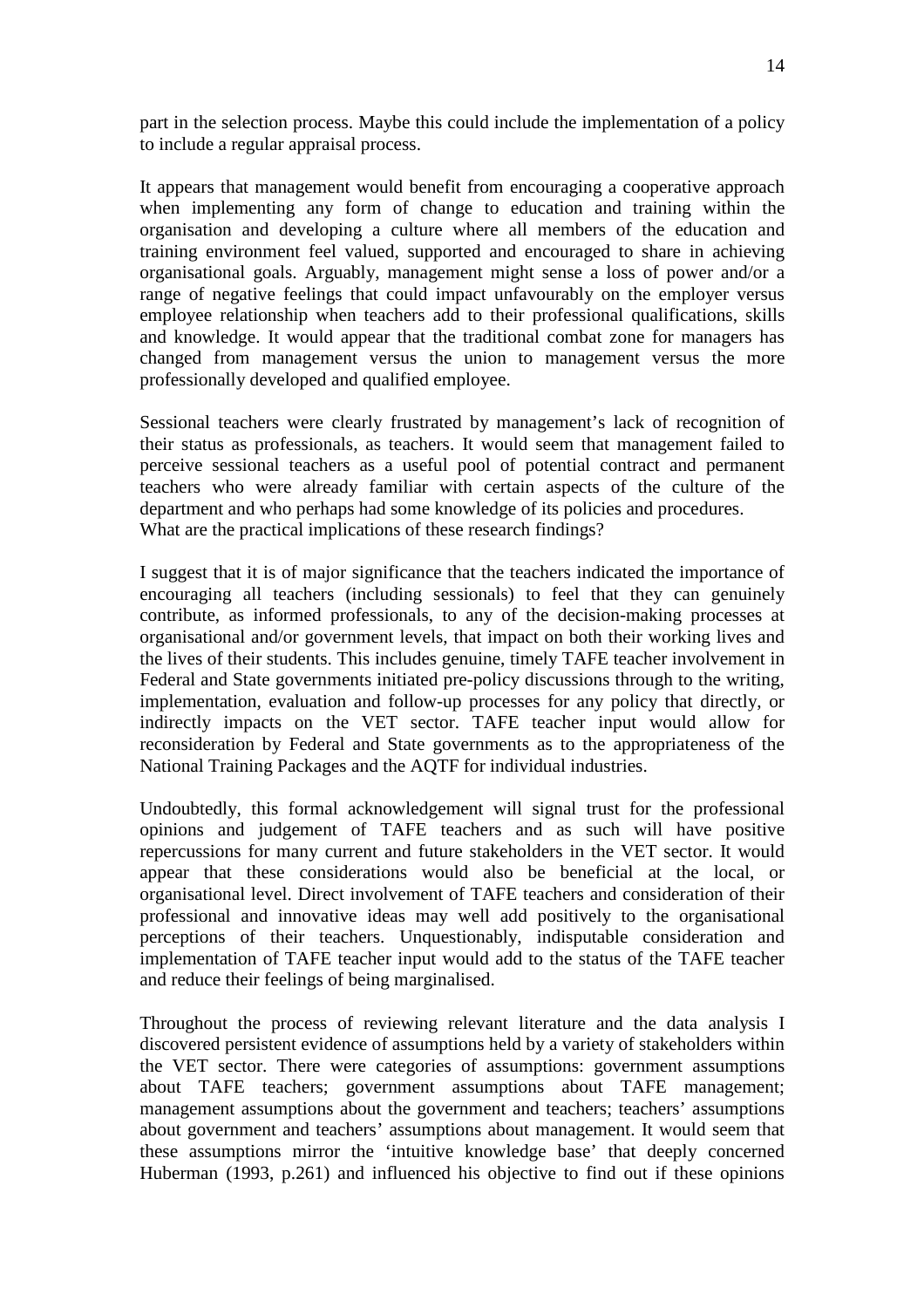part in the selection process. Maybe this could include the implementation of a policy to include a regular appraisal process.

It appears that management would benefit from encouraging a cooperative approach when implementing any form of change to education and training within the organisation and developing a culture where all members of the education and training environment feel valued, supported and encouraged to share in achieving organisational goals. Arguably, management might sense a loss of power and/or a range of negative feelings that could impact unfavourably on the employer versus employee relationship when teachers add to their professional qualifications, skills and knowledge. It would appear that the traditional combat zone for managers has changed from management versus the union to management versus the more professionally developed and qualified employee.

Sessional teachers were clearly frustrated by management's lack of recognition of their status as professionals, as teachers. It would seem that management failed to perceive sessional teachers as a useful pool of potential contract and permanent teachers who were already familiar with certain aspects of the culture of the department and who perhaps had some knowledge of its policies and procedures.
What are the practical implications of these research findings?

I suggest that it is of major significance that the teachers indicated the importance of encouraging all teachers (including sessionals) to feel that they can genuinely contribute, as informed professionals, to any of the decision-making processes at organisational and/or government levels, that impact on both their working lives and the lives of their students. This includes genuine, timely TAFE teacher involvement in Federal and State governments initiated pre-policy discussions through to the writing, implementation, evaluation and follow-up processes for any policy that directly, or indirectly impacts on the VET sector. TAFE teacher input would allow for reconsideration by Federal and State governments as to the appropriateness of the National Training Packages and the AQTF for individual industries.

Undoubtedly, this formal acknowledgement will signal trust for the professional opinions and judgement of TAFE teachers and as such will have positive repercussions for many current and future stakeholders in the VET sector. It would appear that these considerations would also be beneficial at the local, or organisational level. Direct involvement of TAFE teachers and consideration of their professional and innovative ideas may well add positively to the organisational perceptions of their teachers. Unquestionably, indisputable consideration and implementation of TAFE teacher input would add to the status of the TAFE teacher and reduce their feelings of being marginalised.

Throughout the process of reviewing relevant literature and the data analysis I discovered persistent evidence of assumptions held by a variety of stakeholders within the VET sector. There were categories of assumptions: government assumptions about TAFE teachers; government assumptions about TAFE management; management assumptions about the government and teachers; teachers' assumptions about government and teachers' assumptions about management. It would seem that these assumptions mirror the 'intuitive knowledge base' that deeply concerned Huberman (1993, p.261) and influenced his objective to find out if these opinions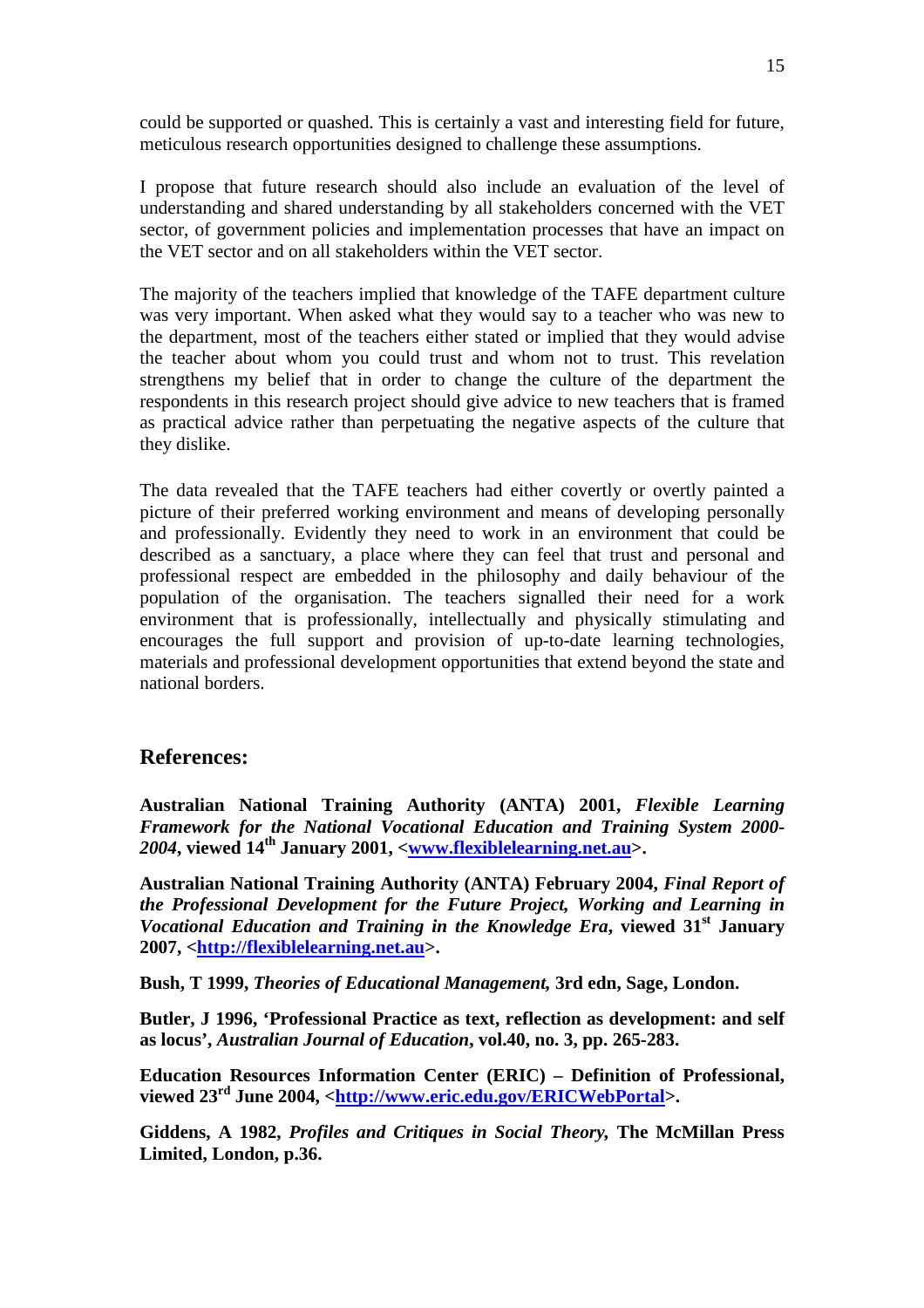could be supported or quashed. This is certainly a vast and interesting field for future, meticulous research opportunities designed to challenge these assumptions.

I propose that future research should also include an evaluation of the level of understanding and shared understanding by all stakeholders concerned with the VET sector, of government policies and implementation processes that have an impact on the VET sector and on all stakeholders within the VET sector.

The majority of the teachers implied that knowledge of the TAFE department culture was very important. When asked what they would say to a teacher who was new to the department, most of the teachers either stated or implied that they would advise the teacher about whom you could trust and whom not to trust. This revelation strengthens my belief that in order to change the culture of the department the respondents in this research project should give advice to new teachers that is framed as practical advice rather than perpetuating the negative aspects of the culture that they dislike.

The data revealed that the TAFE teachers had either covertly or overtly painted a picture of their preferred working environment and means of developing personally and professionally. Evidently they need to work in an environment that could be described as a sanctuary, a place where they can feel that trust and personal and professional respect are embedded in the philosophy and daily behaviour of the population of the organisation. The teachers signalled their need for a work environment that is professionally, intellectually and physically stimulating and encourages the full support and provision of up-to-date learning technologies, materials and professional development opportunities that extend beyond the state and national borders.

## References:

**Australian National Training Authority (ANTA) 2001, *Flexible Learning Framework for the National Vocational Education and Training System 2000-2004*, viewed 14th January 2001, <www.flexiblelearning.net.au>.**

**Australian National Training Authority (ANTA) February 2004, *Final Report of the Professional Development for the Future Project, Working and Learning in Vocational Education and Training in the Knowledge Era*, viewed 31st January 2007, <http://flexiblelearning.net.au>.**

**Bush, T 1999, *Theories of Educational Management,* 3rd edn, Sage, London.**

**Butler, J 1996, 'Professional Practice as text, reflection as development: and self as locus', *Australian Journal of Education*, vol.40, no. 3, pp. 265-283.**

**Education Resources Information Center (ERIC) – Definition of Professional, viewed 23rd June 2004, <http://www.eric.edu.gov/ERICWebPortal>.**

**Giddens, A 1982, *Profiles and Critiques in Social Theory,* The McMillan Press Limited, London, p.36.**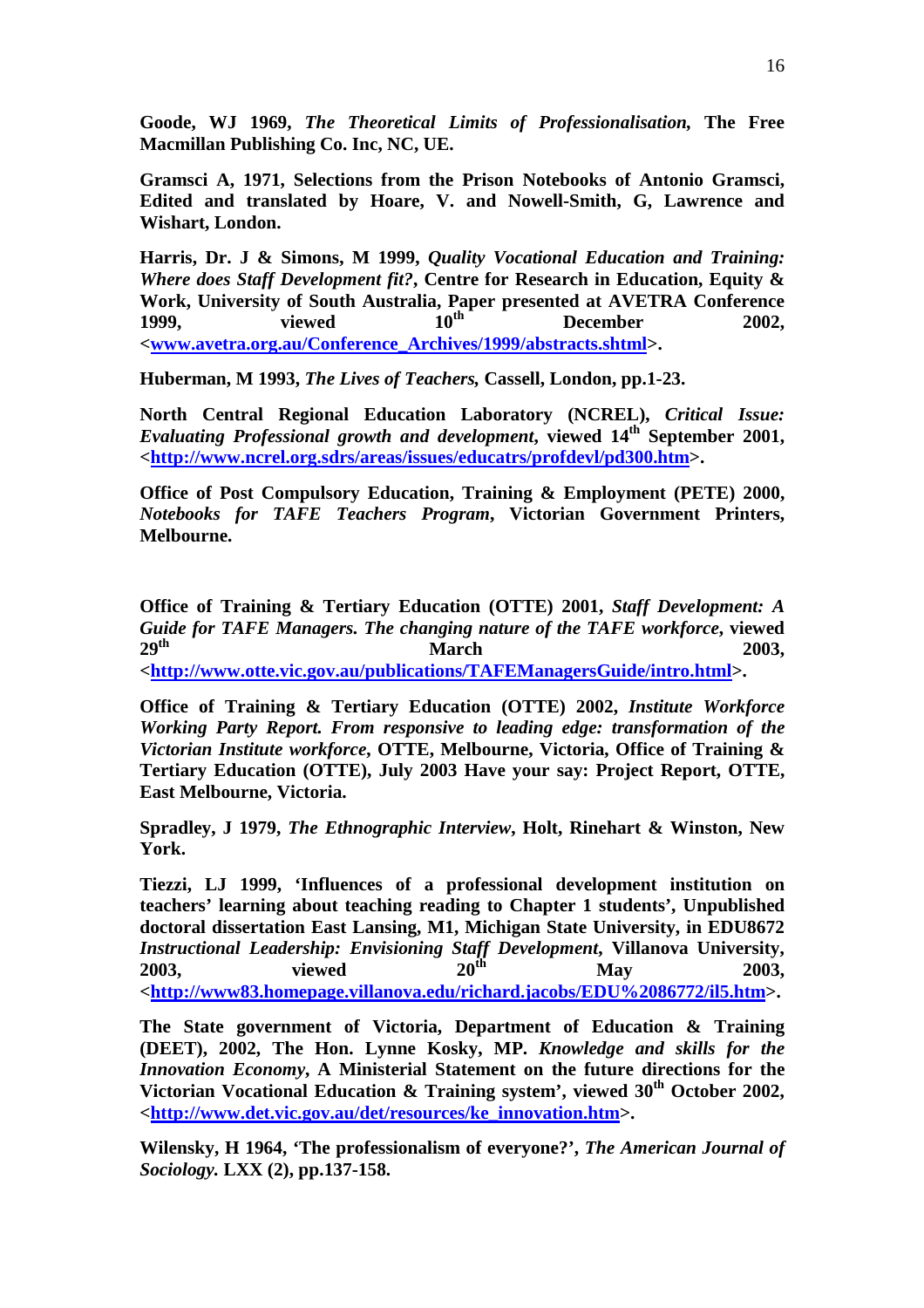**Goode, WJ 1969, *The Theoretical Limits of Professionalisation,* The Free Macmillan Publishing Co. Inc, NC, UE.**

**Gramsci A, 1971, Selections from the Prison Notebooks of Antonio Gramsci, Edited and translated by Hoare, V. and Nowell-Smith, G, Lawrence and Wishart, London.**

**Harris, Dr. J & Simons, M 1999, *Quality Vocational Education and Training: Where does Staff Development fit?*, Centre for Research in Education, Equity & Work, University of South Australia, Paper presented at AVETRA Conference 1999, viewed 10th December 2002, <www.avetra.org.au/Conference_Archives/1999/abstracts.shtml>.**

**Huberman, M 1993, *The Lives of Teachers,* Cassell, London, pp.1-23.**

**North Central Regional Education Laboratory (NCREL), *Critical Issue: Evaluating Professional growth and development*, viewed 14th September 2001, <http://www.ncrel.org.sdrs/areas/issues/educatrs/profdevl/pd300.htm>.**

**Office of Post Compulsory Education, Training & Employment (PETE) 2000, *Notebooks for TAFE Teachers Program*, Victorian Government Printers, Melbourne.**

**Office of Training & Tertiary Education (OTTE) 2001, *Staff Development: A Guide for TAFE Managers. The changing nature of the TAFE workforce*, viewed 29th March 2003, <http://www.otte.vic.gov.au/publications/TAFEManagersGuide/intro.html>.**

**Office of Training & Tertiary Education (OTTE) 2002, *Institute Workforce Working Party Report. From responsive to leading edge: transformation of the Victorian Institute workforce*, OTTE, Melbourne, Victoria, Office of Training & Tertiary Education (OTTE), July 2003 Have your say: Project Report, OTTE, East Melbourne, Victoria.**

**Spradley, J 1979, *The Ethnographic Interview*, Holt, Rinehart & Winston, New York.**

**Tiezzi, LJ 1999, 'Influences of a professional development institution on teachers' learning about teaching reading to Chapter 1 students', Unpublished doctoral dissertation East Lansing, M1, Michigan State University, in EDU8672 *Instructional Leadership: Envisioning Staff Development*, Villanova University, 2003, viewed 20th May 2003, <http://www83.homepage.villanova.edu/richard.jacobs/EDU%2086772/il5.htm>.**

**The State government of Victoria, Department of Education & Training (DEET), 2002, The Hon. Lynne Kosky, MP. *Knowledge and skills for the Innovation Economy*, A Ministerial Statement on the future directions for the Victorian Vocational Education & Training system', viewed 30th October 2002, <http://www.det.vic.gov.au/det/resources/ke_innovation.htm>.**

**Wilensky, H 1964, 'The professionalism of everyone?', *The American Journal of Sociology.* LXX (2), pp.137-158.**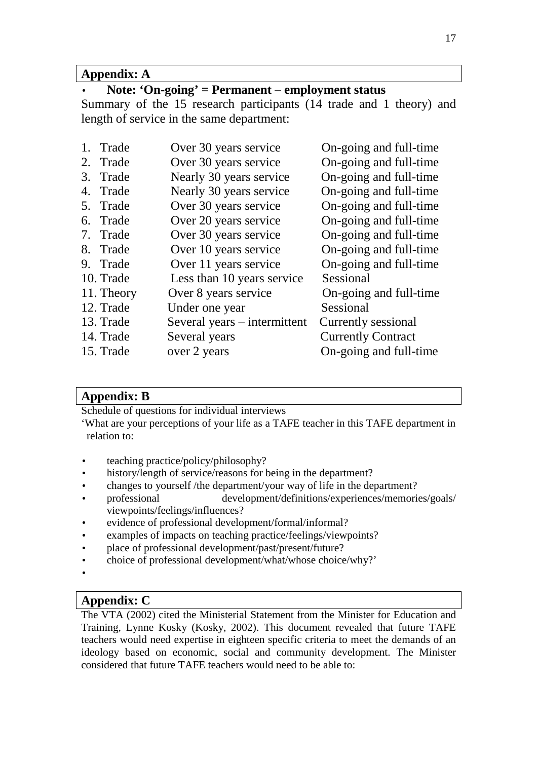## Appendix: A

- **Note: 'On-going' = Permanent – employment status**

Summary of the 15 research participants (14 trade and 1 theory) and length of service in the same department:

| | | |
|---|---|---|
| 1. Trade | Over 30 years service | On-going and full-time |
| 2. Trade | Over 30 years service | On-going and full-time |
| 3. Trade | Nearly 30 years service | On-going and full-time |
| 4. Trade | Nearly 30 years service | On-going and full-time |
| 5. Trade | Over 30 years service | On-going and full-time |
| 6. Trade | Over 20 years service | On-going and full-time |
| 7. Trade | Over 30 years service | On-going and full-time |
| 8. Trade | Over 10 years service | On-going and full-time |
| 9. Trade | Over 11 years service | On-going and full-time |
| 10. Trade | Less than 10 years service | Sessional |
| 11. Theory | Over 8 years service | On-going and full-time |
| 12. Trade | Under one year | Sessional |
| 13. Trade | Several years – intermittent | Currently sessional |
| 14. Trade | Several years | Currently Contract |
| 15. Trade | over 2 years | On-going and full-time |

## Appendix: B

Schedule of questions for individual interviews

'What are your perceptions of your life as a TAFE teacher in this TAFE department in relation to:

- teaching practice/policy/philosophy?
- history/length of service/reasons for being in the department?
- changes to yourself /the department/your way of life in the department?
- professional development/definitions/experiences/memories/goals/ viewpoints/feelings/influences?
- evidence of professional development/formal/informal?
- examples of impacts on teaching practice/feelings/viewpoints?
- place of professional development/past/present/future?
- choice of professional development/what/whose choice/why?'

## Appendix: C

The VTA (2002) cited the Ministerial Statement from the Minister for Education and Training, Lynne Kosky (Kosky, 2002). This document revealed that future TAFE teachers would need expertise in eighteen specific criteria to meet the demands of an ideology based on economic, social and community development. The Minister considered that future TAFE teachers would need to be able to: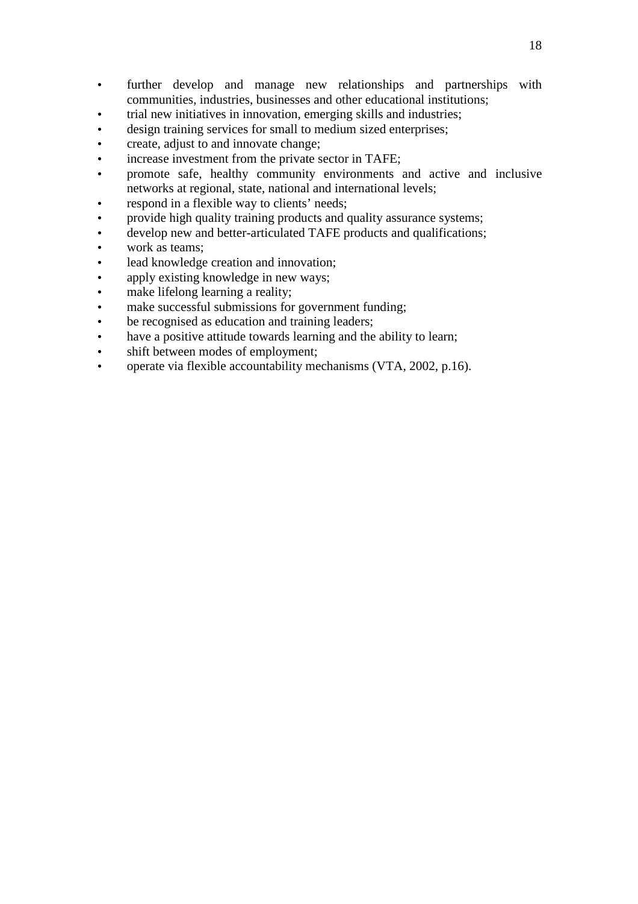- further develop and manage new relationships and partnerships with communities, industries, businesses and other educational institutions;
- trial new initiatives in innovation, emerging skills and industries;
- design training services for small to medium sized enterprises;
- create, adjust to and innovate change;
- increase investment from the private sector in TAFE;
- promote safe, healthy community environments and active and inclusive networks at regional, state, national and international levels;
- respond in a flexible way to clients' needs;
- provide high quality training products and quality assurance systems;
- develop new and better-articulated TAFE products and qualifications;
- work as teams;
- lead knowledge creation and innovation;
- apply existing knowledge in new ways;
- make lifelong learning a reality;
- make successful submissions for government funding;
- be recognised as education and training leaders;
- have a positive attitude towards learning and the ability to learn;
- shift between modes of employment;
- operate via flexible accountability mechanisms (VTA, 2002, p.16).